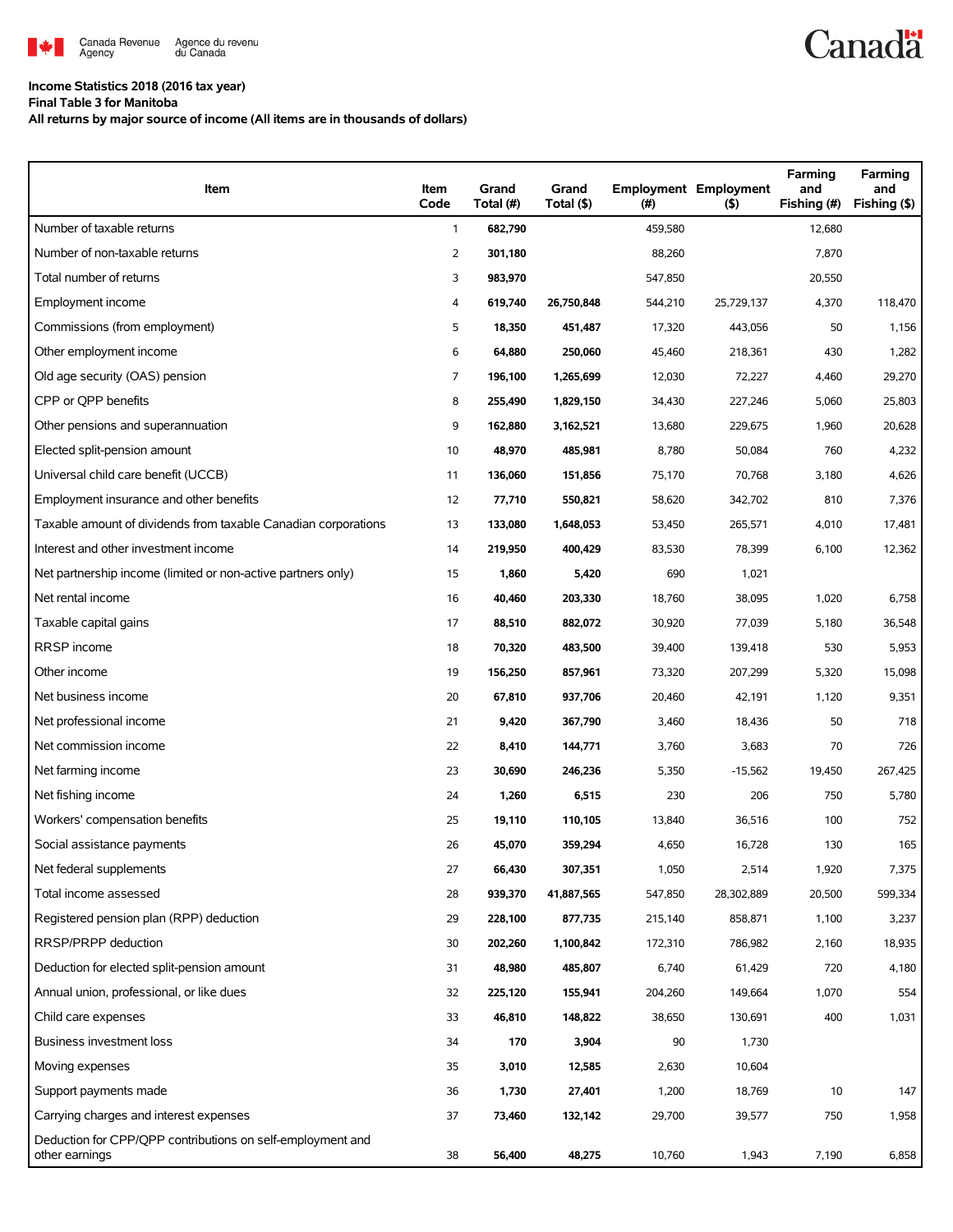Canada Revenue Agency / Agence du revenu du Canada

**Income Statistics 2018 (2016 tax year)**
**Final Table 3 for Manitoba**
**All returns by major source of income (All items are in thousands of dollars)**

| Item | Item Code | Grand Total (#) | Grand Total ($) | Employment (#) | Employment ($) | Farming and Fishing (#) | Farming and Fishing ($) |
|---|---|---|---|---|---|---|---|
| Number of taxable returns | 1 | **682,790** | | 459,580 | | 12,680 | |
| Number of non-taxable returns | 2 | **301,180** | | 88,260 | | 7,870 | |
| Total number of returns | 3 | **983,970** | | 547,850 | | 20,550 | |
| Employment income | 4 | **619,740** | **26,750,848** | 544,210 | 25,729,137 | 4,370 | 118,470 |
| Commissions (from employment) | 5 | **18,350** | **451,487** | 17,320 | 443,056 | 50 | 1,156 |
| Other employment income | 6 | **64,880** | **250,060** | 45,460 | 218,361 | 430 | 1,282 |
| Old age security (OAS) pension | 7 | **196,100** | **1,265,699** | 12,030 | 72,227 | 4,460 | 29,270 |
| CPP or QPP benefits | 8 | **255,490** | **1,829,150** | 34,430 | 227,246 | 5,060 | 25,803 |
| Other pensions and superannuation | 9 | **162,880** | **3,162,521** | 13,680 | 229,675 | 1,960 | 20,628 |
| Elected split-pension amount | 10 | **48,970** | **485,981** | 8,780 | 50,084 | 760 | 4,232 |
| Universal child care benefit (UCCB) | 11 | **136,060** | **151,856** | 75,170 | 70,768 | 3,180 | 4,626 |
| Employment insurance and other benefits | 12 | **77,710** | **550,821** | 58,620 | 342,702 | 810 | 7,376 |
| Taxable amount of dividends from taxable Canadian corporations | 13 | **133,080** | **1,648,053** | 53,450 | 265,571 | 4,010 | 17,481 |
| Interest and other investment income | 14 | **219,950** | **400,429** | 83,530 | 78,399 | 6,100 | 12,362 |
| Net partnership income (limited or non-active partners only) | 15 | **1,860** | **5,420** | 690 | 1,021 | | |
| Net rental income | 16 | **40,460** | **203,330** | 18,760 | 38,095 | 1,020 | 6,758 |
| Taxable capital gains | 17 | **88,510** | **882,072** | 30,920 | 77,039 | 5,180 | 36,548 |
| RRSP income | 18 | **70,320** | **483,500** | 39,400 | 139,418 | 530 | 5,953 |
| Other income | 19 | **156,250** | **857,961** | 73,320 | 207,299 | 5,320 | 15,098 |
| Net business income | 20 | **67,810** | **937,706** | 20,460 | 42,191 | 1,120 | 9,351 |
| Net professional income | 21 | **9,420** | **367,790** | 3,460 | 18,436 | 50 | 718 |
| Net commission income | 22 | **8,410** | **144,771** | 3,760 | 3,683 | 70 | 726 |
| Net farming income | 23 | **30,690** | **246,236** | 5,350 | -15,562 | 19,450 | 267,425 |
| Net fishing income | 24 | **1,260** | **6,515** | 230 | 206 | 750 | 5,780 |
| Workers' compensation benefits | 25 | **19,110** | **110,105** | 13,840 | 36,516 | 100 | 752 |
| Social assistance payments | 26 | **45,070** | **359,294** | 4,650 | 16,728 | 130 | 165 |
| Net federal supplements | 27 | **66,430** | **307,351** | 1,050 | 2,514 | 1,920 | 7,375 |
| Total income assessed | 28 | **939,370** | **41,887,565** | 547,850 | 28,302,889 | 20,500 | 599,334 |
| Registered pension plan (RPP) deduction | 29 | **228,100** | **877,735** | 215,140 | 858,871 | 1,100 | 3,237 |
| RRSP/PRPP deduction | 30 | **202,260** | **1,100,842** | 172,310 | 786,982 | 2,160 | 18,935 |
| Deduction for elected split-pension amount | 31 | **48,980** | **485,807** | 6,740 | 61,429 | 720 | 4,180 |
| Annual union, professional, or like dues | 32 | **225,120** | **155,941** | 204,260 | 149,664 | 1,070 | 554 |
| Child care expenses | 33 | **46,810** | **148,822** | 38,650 | 130,691 | 400 | 1,031 |
| Business investment loss | 34 | **170** | **3,904** | 90 | 1,730 | | |
| Moving expenses | 35 | **3,010** | **12,585** | 2,630 | 10,604 | | |
| Support payments made | 36 | **1,730** | **27,401** | 1,200 | 18,769 | 10 | 147 |
| Carrying charges and interest expenses | 37 | **73,460** | **132,142** | 29,700 | 39,577 | 750 | 1,958 |
| Deduction for CPP/QPP contributions on self-employment and other earnings | 38 | **56,400** | **48,275** | 10,760 | 1,943 | 7,190 | 6,858 |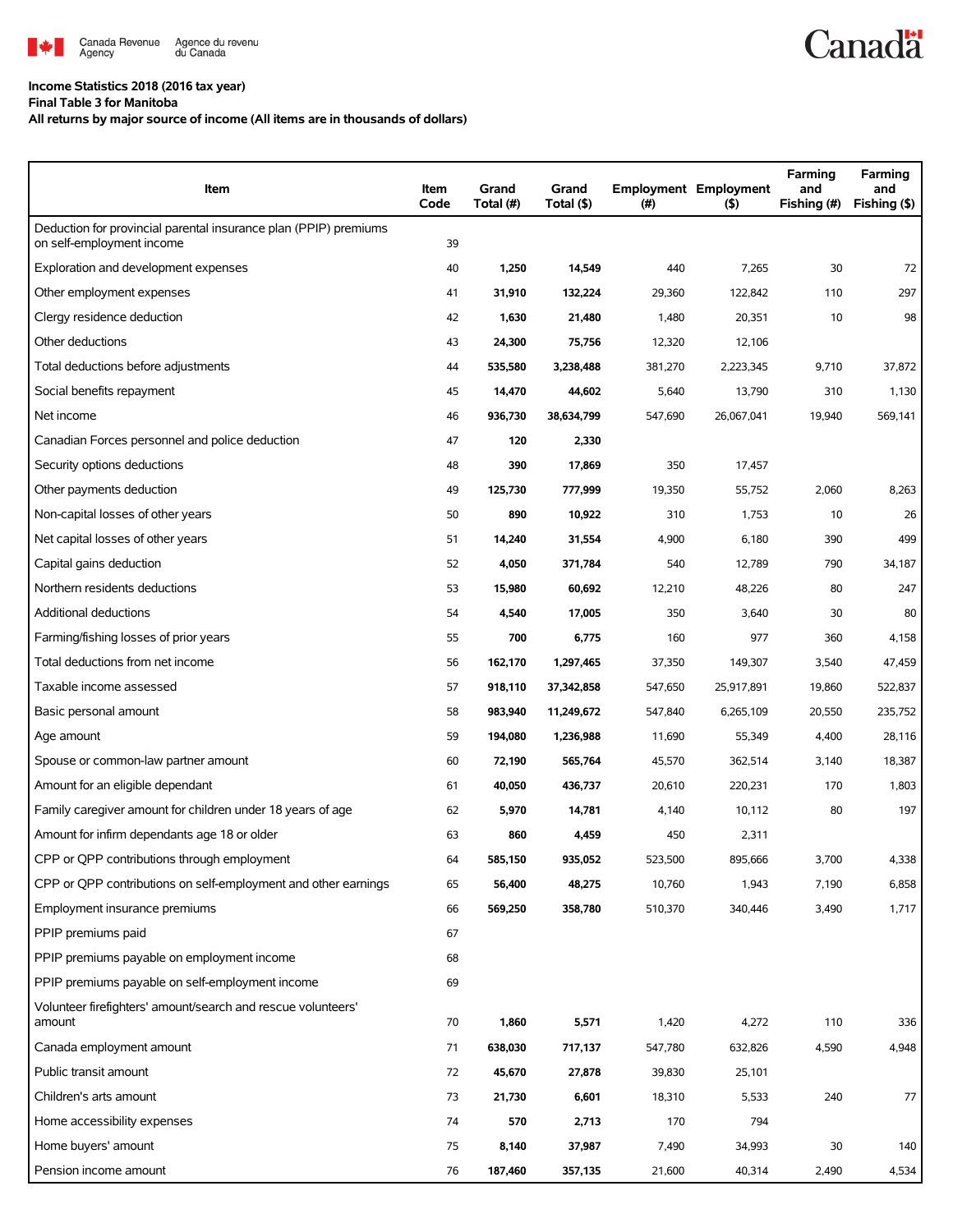**Income Statistics 2018 (2016 tax year)**

**Final Table 3 for Manitoba**

**All returns by major source of income (All items are in thousands of dollars)**

| Item | Item Code | Grand Total (#) | Grand Total ($) | Employment (#) | Employment ($) | Farming and Fishing (#) | Farming and Fishing ($) |
|---|---|---|---|---|---|---|---|
| Deduction for provincial parental insurance plan (PPIP) premiums on self-employment income | 39 | | | | | | |
| Exploration and development expenses | 40 | **1,250** | **14,549** | 440 | 7,265 | 30 | 72 |
| Other employment expenses | 41 | **31,910** | **132,224** | 29,360 | 122,842 | 110 | 297 |
| Clergy residence deduction | 42 | **1,630** | **21,480** | 1,480 | 20,351 | 10 | 98 |
| Other deductions | 43 | **24,300** | **75,756** | 12,320 | 12,106 | | |
| Total deductions before adjustments | 44 | **535,580** | **3,238,488** | 381,270 | 2,223,345 | 9,710 | 37,872 |
| Social benefits repayment | 45 | **14,470** | **44,602** | 5,640 | 13,790 | 310 | 1,130 |
| Net income | 46 | **936,730** | **38,634,799** | 547,690 | 26,067,041 | 19,940 | 569,141 |
| Canadian Forces personnel and police deduction | 47 | **120** | **2,330** | | | | |
| Security options deductions | 48 | **390** | **17,869** | 350 | 17,457 | | |
| Other payments deduction | 49 | **125,730** | **777,999** | 19,350 | 55,752 | 2,060 | 8,263 |
| Non-capital losses of other years | 50 | **890** | **10,922** | 310 | 1,753 | 10 | 26 |
| Net capital losses of other years | 51 | **14,240** | **31,554** | 4,900 | 6,180 | 390 | 499 |
| Capital gains deduction | 52 | **4,050** | **371,784** | 540 | 12,789 | 790 | 34,187 |
| Northern residents deductions | 53 | **15,980** | **60,692** | 12,210 | 48,226 | 80 | 247 |
| Additional deductions | 54 | **4,540** | **17,005** | 350 | 3,640 | 30 | 80 |
| Farming/fishing losses of prior years | 55 | **700** | **6,775** | 160 | 977 | 360 | 4,158 |
| Total deductions from net income | 56 | **162,170** | **1,297,465** | 37,350 | 149,307 | 3,540 | 47,459 |
| Taxable income assessed | 57 | **918,110** | **37,342,858** | 547,650 | 25,917,891 | 19,860 | 522,837 |
| Basic personal amount | 58 | **983,940** | **11,249,672** | 547,840 | 6,265,109 | 20,550 | 235,752 |
| Age amount | 59 | **194,080** | **1,236,988** | 11,690 | 55,349 | 4,400 | 28,116 |
| Spouse or common-law partner amount | 60 | **72,190** | **565,764** | 45,570 | 362,514 | 3,140 | 18,387 |
| Amount for an eligible dependant | 61 | **40,050** | **436,737** | 20,610 | 220,231 | 170 | 1,803 |
| Family caregiver amount for children under 18 years of age | 62 | **5,970** | **14,781** | 4,140 | 10,112 | 80 | 197 |
| Amount for infirm dependants age 18 or older | 63 | **860** | **4,459** | 450 | 2,311 | | |
| CPP or QPP contributions through employment | 64 | **585,150** | **935,052** | 523,500 | 895,666 | 3,700 | 4,338 |
| CPP or QPP contributions on self-employment and other earnings | 65 | **56,400** | **48,275** | 10,760 | 1,943 | 7,190 | 6,858 |
| Employment insurance premiums | 66 | **569,250** | **358,780** | 510,370 | 340,446 | 3,490 | 1,717 |
| PPIP premiums paid | 67 | | | | | | |
| PPIP premiums payable on employment income | 68 | | | | | | |
| PPIP premiums payable on self-employment income | 69 | | | | | | |
| Volunteer firefighters' amount/search and rescue volunteers' amount | 70 | **1,860** | **5,571** | 1,420 | 4,272 | 110 | 336 |
| Canada employment amount | 71 | **638,030** | **717,137** | 547,780 | 632,826 | 4,590 | 4,948 |
| Public transit amount | 72 | **45,670** | **27,878** | 39,830 | 25,101 | | |
| Children's arts amount | 73 | **21,730** | **6,601** | 18,310 | 5,533 | 240 | 77 |
| Home accessibility expenses | 74 | **570** | **2,713** | 170 | 794 | | |
| Home buyers' amount | 75 | **8,140** | **37,987** | 7,490 | 34,993 | 30 | 140 |
| Pension income amount | 76 | **187,460** | **357,135** | 21,600 | 40,314 | 2,490 | 4,534 |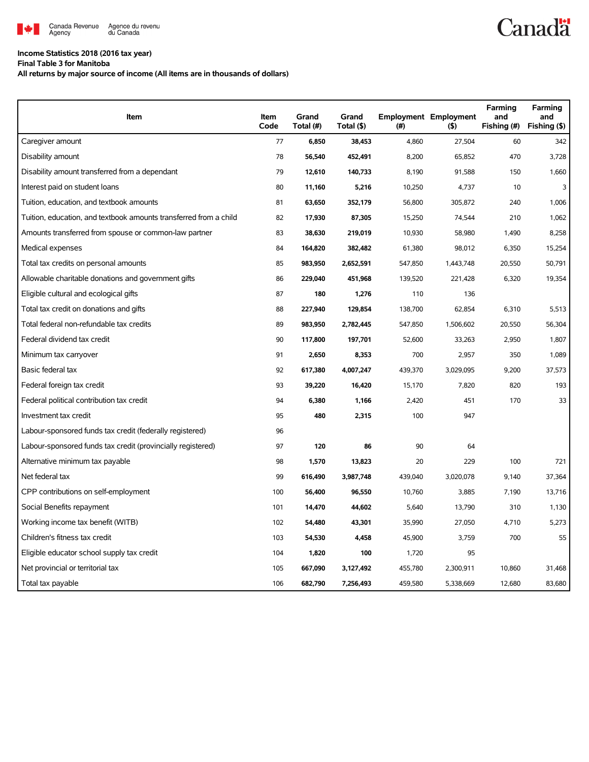**Income Statistics 2018 (2016 tax year)**

**Final Table 3 for Manitoba**

**All returns by major source of income (All items are in thousands of dollars)**

| Item | Item Code | Grand Total (#) | Grand Total ($) | Employment (#) | Employment ($) | Farming and Fishing (#) | Farming and Fishing ($) |
|---|---|---|---|---|---|---|---|
| Caregiver amount | 77 | **6,850** | **38,453** | 4,860 | 27,504 | 60 | 342 |
| Disability amount | 78 | **56,540** | **452,491** | 8,200 | 65,852 | 470 | 3,728 |
| Disability amount transferred from a dependant | 79 | **12,610** | **140,733** | 8,190 | 91,588 | 150 | 1,660 |
| Interest paid on student loans | 80 | **11,160** | **5,216** | 10,250 | 4,737 | 10 | 3 |
| Tuition, education, and textbook amounts | 81 | **63,650** | **352,179** | 56,800 | 305,872 | 240 | 1,006 |
| Tuition, education, and textbook amounts transferred from a child | 82 | **17,930** | **87,305** | 15,250 | 74,544 | 210 | 1,062 |
| Amounts transferred from spouse or common-law partner | 83 | **38,630** | **219,019** | 10,930 | 58,980 | 1,490 | 8,258 |
| Medical expenses | 84 | **164,820** | **382,482** | 61,380 | 98,012 | 6,350 | 15,254 |
| Total tax credits on personal amounts | 85 | **983,950** | **2,652,591** | 547,850 | 1,443,748 | 20,550 | 50,791 |
| Allowable charitable donations and government gifts | 86 | **229,040** | **451,968** | 139,520 | 221,428 | 6,320 | 19,354 |
| Eligible cultural and ecological gifts | 87 | **180** | **1,276** | 110 | 136 | | |
| Total tax credit on donations and gifts | 88 | **227,940** | **129,854** | 138,700 | 62,854 | 6,310 | 5,513 |
| Total federal non-refundable tax credits | 89 | **983,950** | **2,782,445** | 547,850 | 1,506,602 | 20,550 | 56,304 |
| Federal dividend tax credit | 90 | **117,800** | **197,701** | 52,600 | 33,263 | 2,950 | 1,807 |
| Minimum tax carryover | 91 | **2,650** | **8,353** | 700 | 2,957 | 350 | 1,089 |
| Basic federal tax | 92 | **617,380** | **4,007,247** | 439,370 | 3,029,095 | 9,200 | 37,573 |
| Federal foreign tax credit | 93 | **39,220** | **16,420** | 15,170 | 7,820 | 820 | 193 |
| Federal political contribution tax credit | 94 | **6,380** | **1,166** | 2,420 | 451 | 170 | 33 |
| Investment tax credit | 95 | **480** | **2,315** | 100 | 947 | | |
| Labour-sponsored funds tax credit (federally registered) | 96 | | | | | | |
| Labour-sponsored funds tax credit (provincially registered) | 97 | **120** | **86** | 90 | 64 | | |
| Alternative minimum tax payable | 98 | **1,570** | **13,823** | 20 | 229 | 100 | 721 |
| Net federal tax | 99 | **616,490** | **3,987,748** | 439,040 | 3,020,078 | 9,140 | 37,364 |
| CPP contributions on self-employment | 100 | **56,400** | **96,550** | 10,760 | 3,885 | 7,190 | 13,716 |
| Social Benefits repayment | 101 | **14,470** | **44,602** | 5,640 | 13,790 | 310 | 1,130 |
| Working income tax benefit (WITB) | 102 | **54,480** | **43,301** | 35,990 | 27,050 | 4,710 | 5,273 |
| Children's fitness tax credit | 103 | **54,530** | **4,458** | 45,900 | 3,759 | 700 | 55 |
| Eligible educator school supply tax credit | 104 | **1,820** | **100** | 1,720 | 95 | | |
| Net provincial or territorial tax | 105 | **667,090** | **3,127,492** | 455,780 | 2,300,911 | 10,860 | 31,468 |
| Total tax payable | 106 | **682,790** | **7,256,493** | 459,580 | 5,338,669 | 12,680 | 83,680 |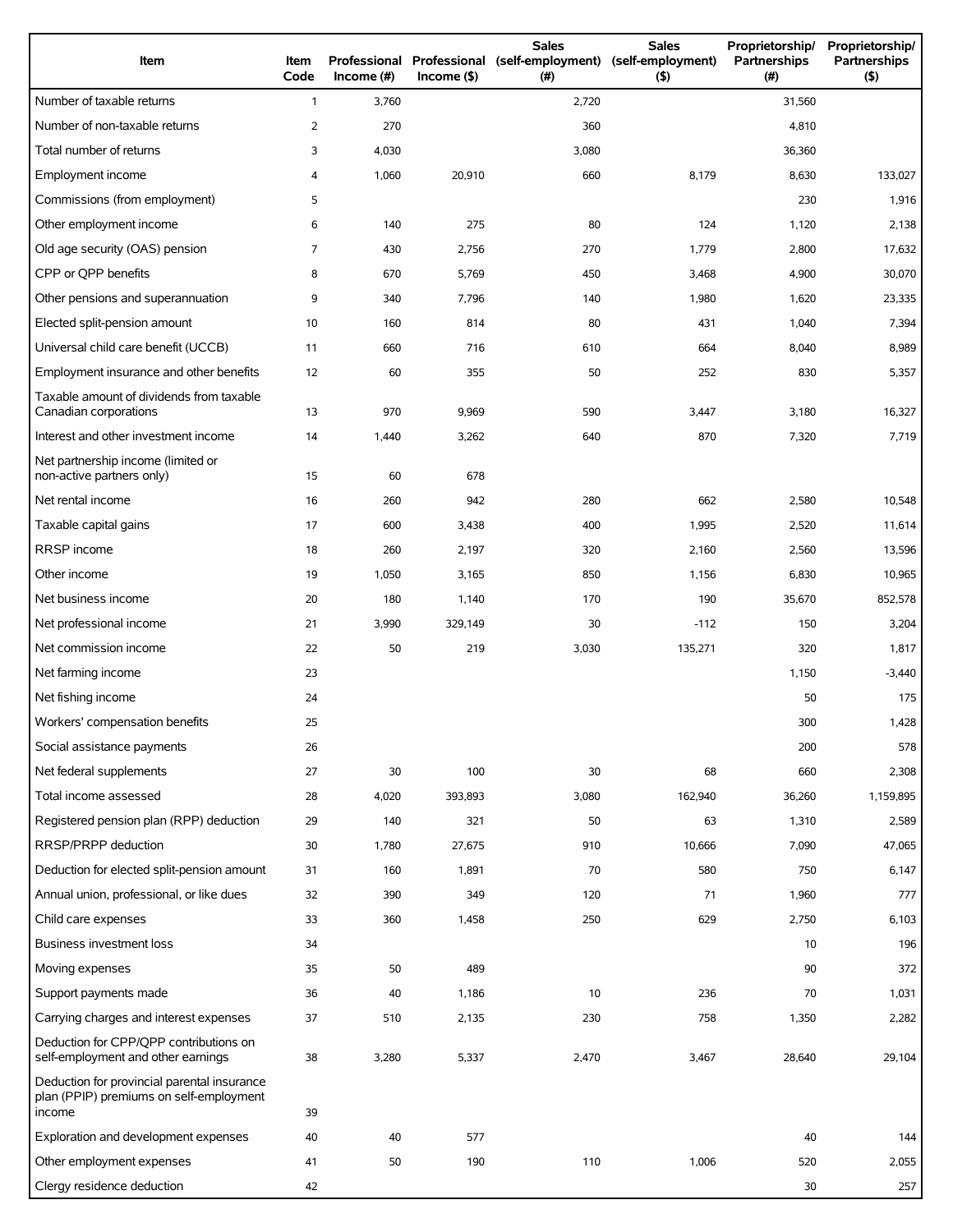| Item | Item Code | Professional Income (#) | Professional Income ($) | Sales (self-employment) (#) | Sales (self-employment) ($) | Proprietorship/ Partnerships (#) | Proprietorship/ Partnerships ($) |
|---|---|---|---|---|---|---|---|
| Number of taxable returns | 1 | 3,760 | | 2,720 | | 31,560 | |
| Number of non-taxable returns | 2 | 270 | | 360 | | 4,810 | |
| Total number of returns | 3 | 4,030 | | 3,080 | | 36,360 | |
| Employment income | 4 | 1,060 | 20,910 | 660 | 8,179 | 8,630 | 133,027 |
| Commissions (from employment) | 5 | | | | | 230 | 1,916 |
| Other employment income | 6 | 140 | 275 | 80 | 124 | 1,120 | 2,138 |
| Old age security (OAS) pension | 7 | 430 | 2,756 | 270 | 1,779 | 2,800 | 17,632 |
| CPP or QPP benefits | 8 | 670 | 5,769 | 450 | 3,468 | 4,900 | 30,070 |
| Other pensions and superannuation | 9 | 340 | 7,796 | 140 | 1,980 | 1,620 | 23,335 |
| Elected split-pension amount | 10 | 160 | 814 | 80 | 431 | 1,040 | 7,394 |
| Universal child care benefit (UCCB) | 11 | 660 | 716 | 610 | 664 | 8,040 | 8,989 |
| Employment insurance and other benefits | 12 | 60 | 355 | 50 | 252 | 830 | 5,357 |
| Taxable amount of dividends from taxable Canadian corporations | 13 | 970 | 9,969 | 590 | 3,447 | 3,180 | 16,327 |
| Interest and other investment income | 14 | 1,440 | 3,262 | 640 | 870 | 7,320 | 7,719 |
| Net partnership income (limited or non-active partners only) | 15 | 60 | 678 | | | | |
| Net rental income | 16 | 260 | 942 | 280 | 662 | 2,580 | 10,548 |
| Taxable capital gains | 17 | 600 | 3,438 | 400 | 1,995 | 2,520 | 11,614 |
| RRSP income | 18 | 260 | 2,197 | 320 | 2,160 | 2,560 | 13,596 |
| Other income | 19 | 1,050 | 3,165 | 850 | 1,156 | 6,830 | 10,965 |
| Net business income | 20 | 180 | 1,140 | 170 | 190 | 35,670 | 852,578 |
| Net professional income | 21 | 3,990 | 329,149 | 30 | -112 | 150 | 3,204 |
| Net commission income | 22 | 50 | 219 | 3,030 | 135,271 | 320 | 1,817 |
| Net farming income | 23 | | | | | 1,150 | -3,440 |
| Net fishing income | 24 | | | | | 50 | 175 |
| Workers' compensation benefits | 25 | | | | | 300 | 1,428 |
| Social assistance payments | 26 | | | | | 200 | 578 |
| Net federal supplements | 27 | 30 | 100 | 30 | 68 | 660 | 2,308 |
| Total income assessed | 28 | 4,020 | 393,893 | 3,080 | 162,940 | 36,260 | 1,159,895 |
| Registered pension plan (RPP) deduction | 29 | 140 | 321 | 50 | 63 | 1,310 | 2,589 |
| RRSP/PRPP deduction | 30 | 1,780 | 27,675 | 910 | 10,666 | 7,090 | 47,065 |
| Deduction for elected split-pension amount | 31 | 160 | 1,891 | 70 | 580 | 750 | 6,147 |
| Annual union, professional, or like dues | 32 | 390 | 349 | 120 | 71 | 1,960 | 777 |
| Child care expenses | 33 | 360 | 1,458 | 250 | 629 | 2,750 | 6,103 |
| Business investment loss | 34 | | | | | 10 | 196 |
| Moving expenses | 35 | 50 | 489 | | | 90 | 372 |
| Support payments made | 36 | 40 | 1,186 | 10 | 236 | 70 | 1,031 |
| Carrying charges and interest expenses | 37 | 510 | 2,135 | 230 | 758 | 1,350 | 2,282 |
| Deduction for CPP/QPP contributions on self-employment and other earnings | 38 | 3,280 | 5,337 | 2,470 | 3,467 | 28,640 | 29,104 |
| Deduction for provincial parental insurance plan (PPIP) premiums on self-employment income | 39 | | | | | | |
| Exploration and development expenses | 40 | 40 | 577 | | | 40 | 144 |
| Other employment expenses | 41 | 50 | 190 | 110 | 1,006 | 520 | 2,055 |
| Clergy residence deduction | 42 | | | | | 30 | 257 |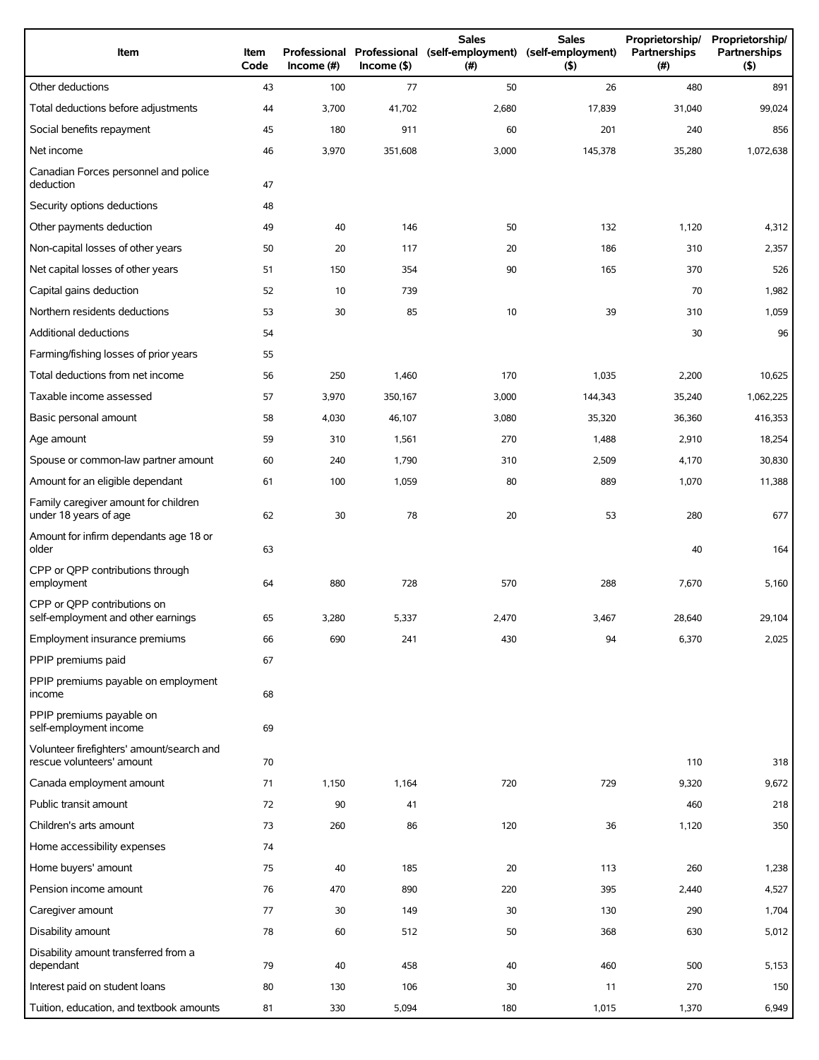| Item | Item Code | Professional Income (#) | Professional Income ($) | Sales (self-employment) (#) | Sales (self-employment) ($) | Proprietorship/ Partnerships (#) | Proprietorship/ Partnerships ($) |
|---|---|---|---|---|---|---|---|
| Other deductions | 43 | 100 | 77 | 50 | 26 | 480 | 891 |
| Total deductions before adjustments | 44 | 3,700 | 41,702 | 2,680 | 17,839 | 31,040 | 99,024 |
| Social benefits repayment | 45 | 180 | 911 | 60 | 201 | 240 | 856 |
| Net income | 46 | 3,970 | 351,608 | 3,000 | 145,378 | 35,280 | 1,072,638 |
| Canadian Forces personnel and police deduction | 47 | | | | | | |
| Security options deductions | 48 | | | | | | |
| Other payments deduction | 49 | 40 | 146 | 50 | 132 | 1,120 | 4,312 |
| Non-capital losses of other years | 50 | 20 | 117 | 20 | 186 | 310 | 2,357 |
| Net capital losses of other years | 51 | 150 | 354 | 90 | 165 | 370 | 526 |
| Capital gains deduction | 52 | 10 | 739 | | | 70 | 1,982 |
| Northern residents deductions | 53 | 30 | 85 | 10 | 39 | 310 | 1,059 |
| Additional deductions | 54 | | | | | 30 | 96 |
| Farming/fishing losses of prior years | 55 | | | | | | |
| Total deductions from net income | 56 | 250 | 1,460 | 170 | 1,035 | 2,200 | 10,625 |
| Taxable income assessed | 57 | 3,970 | 350,167 | 3,000 | 144,343 | 35,240 | 1,062,225 |
| Basic personal amount | 58 | 4,030 | 46,107 | 3,080 | 35,320 | 36,360 | 416,353 |
| Age amount | 59 | 310 | 1,561 | 270 | 1,488 | 2,910 | 18,254 |
| Spouse or common-law partner amount | 60 | 240 | 1,790 | 310 | 2,509 | 4,170 | 30,830 |
| Amount for an eligible dependant | 61 | 100 | 1,059 | 80 | 889 | 1,070 | 11,388 |
| Family caregiver amount for children under 18 years of age | 62 | 30 | 78 | 20 | 53 | 280 | 677 |
| Amount for infirm dependants age 18 or older | 63 | | | | | 40 | 164 |
| CPP or QPP contributions through employment | 64 | 880 | 728 | 570 | 288 | 7,670 | 5,160 |
| CPP or QPP contributions on self-employment and other earnings | 65 | 3,280 | 5,337 | 2,470 | 3,467 | 28,640 | 29,104 |
| Employment insurance premiums | 66 | 690 | 241 | 430 | 94 | 6,370 | 2,025 |
| PPIP premiums paid | 67 | | | | | | |
| PPIP premiums payable on employment income | 68 | | | | | | |
| PPIP premiums payable on self-employment income | 69 | | | | | | |
| Volunteer firefighters' amount/search and rescue volunteers' amount | 70 | | | | | 110 | 318 |
| Canada employment amount | 71 | 1,150 | 1,164 | 720 | 729 | 9,320 | 9,672 |
| Public transit amount | 72 | 90 | 41 | | | 460 | 218 |
| Children's arts amount | 73 | 260 | 86 | 120 | 36 | 1,120 | 350 |
| Home accessibility expenses | 74 | | | | | | |
| Home buyers' amount | 75 | 40 | 185 | 20 | 113 | 260 | 1,238 |
| Pension income amount | 76 | 470 | 890 | 220 | 395 | 2,440 | 4,527 |
| Caregiver amount | 77 | 30 | 149 | 30 | 130 | 290 | 1,704 |
| Disability amount | 78 | 60 | 512 | 50 | 368 | 630 | 5,012 |
| Disability amount transferred from a dependant | 79 | 40 | 458 | 40 | 460 | 500 | 5,153 |
| Interest paid on student loans | 80 | 130 | 106 | 30 | 11 | 270 | 150 |
| Tuition, education, and textbook amounts | 81 | 330 | 5,094 | 180 | 1,015 | 1,370 | 6,949 |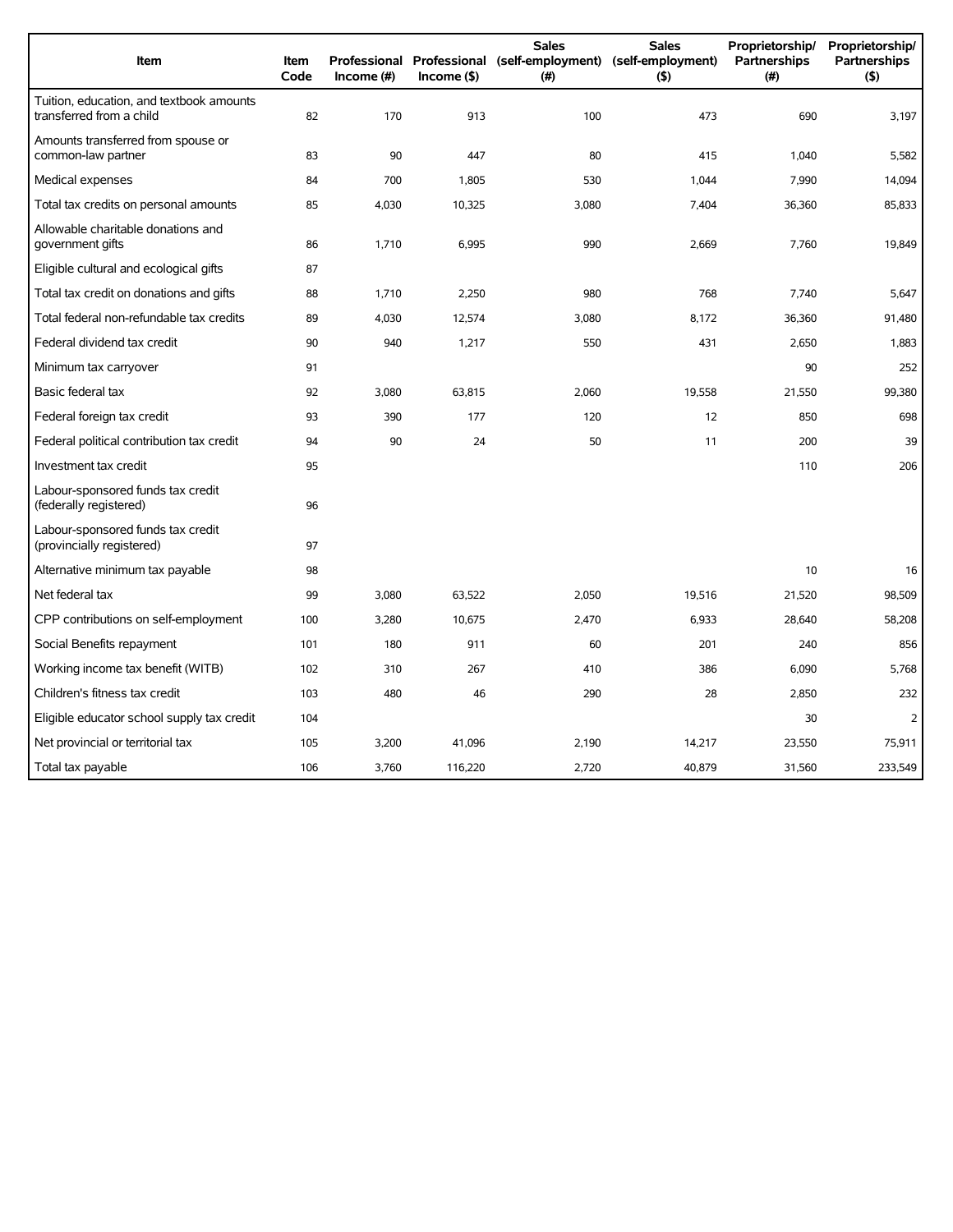| Item | Item Code | Professional Income (#) | Professional Income ($) | Sales (self-employment) (#) | Sales (self-employment) ($) | Proprietorship/ Partnerships (#) | Proprietorship/ Partnerships ($) |
|---|---|---|---|---|---|---|---|
| Tuition, education, and textbook amounts transferred from a child | 82 | 170 | 913 | 100 | 473 | 690 | 3,197 |
| Amounts transferred from spouse or common-law partner | 83 | 90 | 447 | 80 | 415 | 1,040 | 5,582 |
| Medical expenses | 84 | 700 | 1,805 | 530 | 1,044 | 7,990 | 14,094 |
| Total tax credits on personal amounts | 85 | 4,030 | 10,325 | 3,080 | 7,404 | 36,360 | 85,833 |
| Allowable charitable donations and government gifts | 86 | 1,710 | 6,995 | 990 | 2,669 | 7,760 | 19,849 |
| Eligible cultural and ecological gifts | 87 | | | | | | |
| Total tax credit on donations and gifts | 88 | 1,710 | 2,250 | 980 | 768 | 7,740 | 5,647 |
| Total federal non-refundable tax credits | 89 | 4,030 | 12,574 | 3,080 | 8,172 | 36,360 | 91,480 |
| Federal dividend tax credit | 90 | 940 | 1,217 | 550 | 431 | 2,650 | 1,883 |
| Minimum tax carryover | 91 | | | | | 90 | 252 |
| Basic federal tax | 92 | 3,080 | 63,815 | 2,060 | 19,558 | 21,550 | 99,380 |
| Federal foreign tax credit | 93 | 390 | 177 | 120 | 12 | 850 | 698 |
| Federal political contribution tax credit | 94 | 90 | 24 | 50 | 11 | 200 | 39 |
| Investment tax credit | 95 | | | | | 110 | 206 |
| Labour-sponsored funds tax credit (federally registered) | 96 | | | | | | |
| Labour-sponsored funds tax credit (provincially registered) | 97 | | | | | | |
| Alternative minimum tax payable | 98 | | | | | 10 | 16 |
| Net federal tax | 99 | 3,080 | 63,522 | 2,050 | 19,516 | 21,520 | 98,509 |
| CPP contributions on self-employment | 100 | 3,280 | 10,675 | 2,470 | 6,933 | 28,640 | 58,208 |
| Social Benefits repayment | 101 | 180 | 911 | 60 | 201 | 240 | 856 |
| Working income tax benefit (WITB) | 102 | 310 | 267 | 410 | 386 | 6,090 | 5,768 |
| Children's fitness tax credit | 103 | 480 | 46 | 290 | 28 | 2,850 | 232 |
| Eligible educator school supply tax credit | 104 | | | | | 30 | 2 |
| Net provincial or territorial tax | 105 | 3,200 | 41,096 | 2,190 | 14,217 | 23,550 | 75,911 |
| Total tax payable | 106 | 3,760 | 116,220 | 2,720 | 40,879 | 31,560 | 233,549 |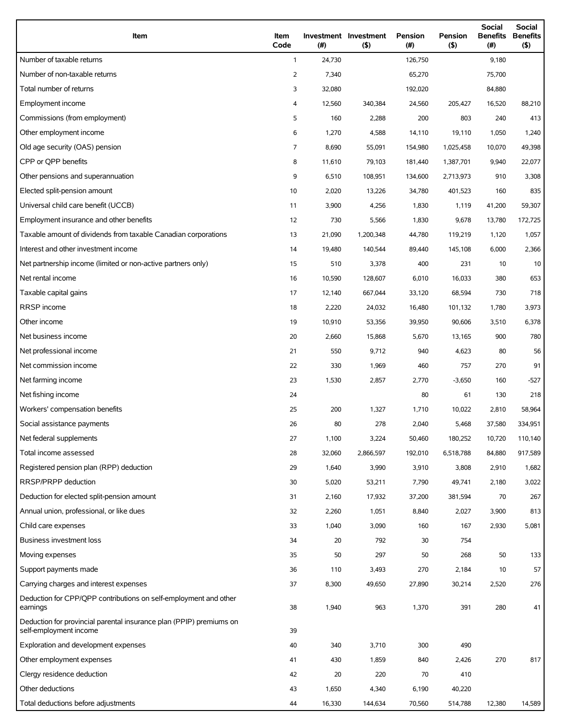| Item | Item Code | Investment (#) | Investment ($) | Pension (#) | Pension ($) | Social Benefits (#) | Social Benefits ($) |
|---|---|---|---|---|---|---|---|
| Number of taxable returns | 1 | 24,730 | | 126,750 | | 9,180 | |
| Number of non-taxable returns | 2 | 7,340 | | 65,270 | | 75,700 | |
| Total number of returns | 3 | 32,080 | | 192,020 | | 84,880 | |
| Employment income | 4 | 12,560 | 340,384 | 24,560 | 205,427 | 16,520 | 88,210 |
| Commissions (from employment) | 5 | 160 | 2,288 | 200 | 803 | 240 | 413 |
| Other employment income | 6 | 1,270 | 4,588 | 14,110 | 19,110 | 1,050 | 1,240 |
| Old age security (OAS) pension | 7 | 8,690 | 55,091 | 154,980 | 1,025,458 | 10,070 | 49,398 |
| CPP or QPP benefits | 8 | 11,610 | 79,103 | 181,440 | 1,387,701 | 9,940 | 22,077 |
| Other pensions and superannuation | 9 | 6,510 | 108,951 | 134,600 | 2,713,973 | 910 | 3,308 |
| Elected split-pension amount | 10 | 2,020 | 13,226 | 34,780 | 401,523 | 160 | 835 |
| Universal child care benefit (UCCB) | 11 | 3,900 | 4,256 | 1,830 | 1,119 | 41,200 | 59,307 |
| Employment insurance and other benefits | 12 | 730 | 5,566 | 1,830 | 9,678 | 13,780 | 172,725 |
| Taxable amount of dividends from taxable Canadian corporations | 13 | 21,090 | 1,200,348 | 44,780 | 119,219 | 1,120 | 1,057 |
| Interest and other investment income | 14 | 19,480 | 140,544 | 89,440 | 145,108 | 6,000 | 2,366 |
| Net partnership income (limited or non-active partners only) | 15 | 510 | 3,378 | 400 | 231 | 10 | 10 |
| Net rental income | 16 | 10,590 | 128,607 | 6,010 | 16,033 | 380 | 653 |
| Taxable capital gains | 17 | 12,140 | 667,044 | 33,120 | 68,594 | 730 | 718 |
| RRSP income | 18 | 2,220 | 24,032 | 16,480 | 101,132 | 1,780 | 3,973 |
| Other income | 19 | 10,910 | 53,356 | 39,950 | 90,606 | 3,510 | 6,378 |
| Net business income | 20 | 2,660 | 15,868 | 5,670 | 13,165 | 900 | 780 |
| Net professional income | 21 | 550 | 9,712 | 940 | 4,623 | 80 | 56 |
| Net commission income | 22 | 330 | 1,969 | 460 | 757 | 270 | 91 |
| Net farming income | 23 | 1,530 | 2,857 | 2,770 | -3,650 | 160 | -527 |
| Net fishing income | 24 | | | 80 | 61 | 130 | 218 |
| Workers' compensation benefits | 25 | 200 | 1,327 | 1,710 | 10,022 | 2,810 | 58,964 |
| Social assistance payments | 26 | 80 | 278 | 2,040 | 5,468 | 37,580 | 334,951 |
| Net federal supplements | 27 | 1,100 | 3,224 | 50,460 | 180,252 | 10,720 | 110,140 |
| Total income assessed | 28 | 32,060 | 2,866,597 | 192,010 | 6,518,788 | 84,880 | 917,589 |
| Registered pension plan (RPP) deduction | 29 | 1,640 | 3,990 | 3,910 | 3,808 | 2,910 | 1,682 |
| RRSP/PRPP deduction | 30 | 5,020 | 53,211 | 7,790 | 49,741 | 2,180 | 3,022 |
| Deduction for elected split-pension amount | 31 | 2,160 | 17,932 | 37,200 | 381,594 | 70 | 267 |
| Annual union, professional, or like dues | 32 | 2,260 | 1,051 | 8,840 | 2,027 | 3,900 | 813 |
| Child care expenses | 33 | 1,040 | 3,090 | 160 | 167 | 2,930 | 5,081 |
| Business investment loss | 34 | 20 | 792 | 30 | 754 | | |
| Moving expenses | 35 | 50 | 297 | 50 | 268 | 50 | 133 |
| Support payments made | 36 | 110 | 3,493 | 270 | 2,184 | 10 | 57 |
| Carrying charges and interest expenses | 37 | 8,300 | 49,650 | 27,890 | 30,214 | 2,520 | 276 |
| Deduction for CPP/QPP contributions on self-employment and other earnings | 38 | 1,940 | 963 | 1,370 | 391 | 280 | 41 |
| Deduction for provincial parental insurance plan (PPIP) premiums on self-employment income | 39 | | | | | | |
| Exploration and development expenses | 40 | 340 | 3,710 | 300 | 490 | | |
| Other employment expenses | 41 | 430 | 1,859 | 840 | 2,426 | 270 | 817 |
| Clergy residence deduction | 42 | 20 | 220 | 70 | 410 | | |
| Other deductions | 43 | 1,650 | 4,340 | 6,190 | 40,220 | | |
| Total deductions before adjustments | 44 | 16,330 | 144,634 | 70,560 | 514,788 | 12,380 | 14,589 |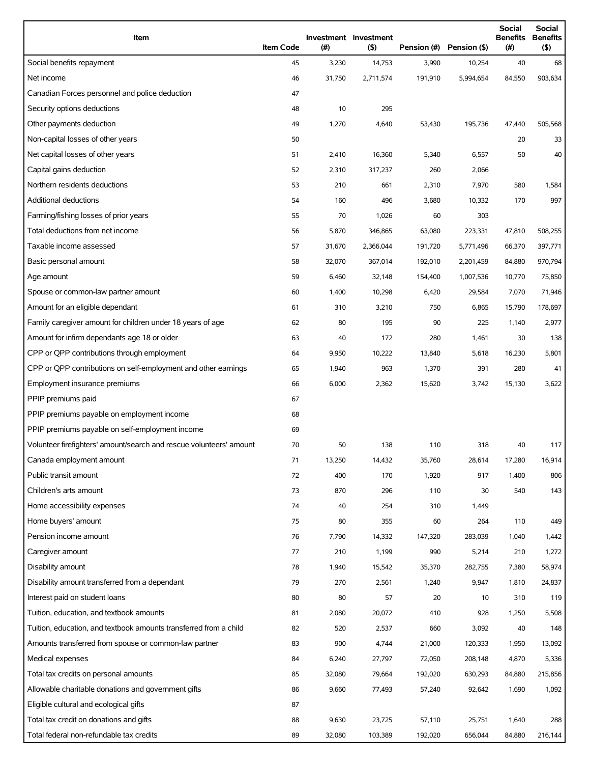| Item | Item Code | Investment (#) | Investment ($) | Pension (#) | Pension ($) | Social Benefits (#) | Social Benefits ($) |
|---|---|---|---|---|---|---|---|
| Social benefits repayment | 45 | 3,230 | 14,753 | 3,990 | 10,254 | 40 | 68 |
| Net income | 46 | 31,750 | 2,711,574 | 191,910 | 5,994,654 | 84,550 | 903,634 |
| Canadian Forces personnel and police deduction | 47 | | | | | | |
| Security options deductions | 48 | 10 | 295 | | | | |
| Other payments deduction | 49 | 1,270 | 4,640 | 53,430 | 195,736 | 47,440 | 505,568 |
| Non-capital losses of other years | 50 | | | | | 20 | 33 |
| Net capital losses of other years | 51 | 2,410 | 16,360 | 5,340 | 6,557 | 50 | 40 |
| Capital gains deduction | 52 | 2,310 | 317,237 | 260 | 2,066 | | |
| Northern residents deductions | 53 | 210 | 661 | 2,310 | 7,970 | 580 | 1,584 |
| Additional deductions | 54 | 160 | 496 | 3,680 | 10,332 | 170 | 997 |
| Farming/fishing losses of prior years | 55 | 70 | 1,026 | 60 | 303 | | |
| Total deductions from net income | 56 | 5,870 | 346,865 | 63,080 | 223,331 | 47,810 | 508,255 |
| Taxable income assessed | 57 | 31,670 | 2,366,044 | 191,720 | 5,771,496 | 66,370 | 397,771 |
| Basic personal amount | 58 | 32,070 | 367,014 | 192,010 | 2,201,459 | 84,880 | 970,794 |
| Age amount | 59 | 6,460 | 32,148 | 154,400 | 1,007,536 | 10,770 | 75,850 |
| Spouse or common-law partner amount | 60 | 1,400 | 10,298 | 6,420 | 29,584 | 7,070 | 71,946 |
| Amount for an eligible dependant | 61 | 310 | 3,210 | 750 | 6,865 | 15,790 | 178,697 |
| Family caregiver amount for children under 18 years of age | 62 | 80 | 195 | 90 | 225 | 1,140 | 2,977 |
| Amount for infirm dependants age 18 or older | 63 | 40 | 172 | 280 | 1,461 | 30 | 138 |
| CPP or QPP contributions through employment | 64 | 9,950 | 10,222 | 13,840 | 5,618 | 16,230 | 5,801 |
| CPP or QPP contributions on self-employment and other earnings | 65 | 1,940 | 963 | 1,370 | 391 | 280 | 41 |
| Employment insurance premiums | 66 | 6,000 | 2,362 | 15,620 | 3,742 | 15,130 | 3,622 |
| PPIP premiums paid | 67 | | | | | | |
| PPIP premiums payable on employment income | 68 | | | | | | |
| PPIP premiums payable on self-employment income | 69 | | | | | | |
| Volunteer firefighters' amount/search and rescue volunteers' amount | 70 | 50 | 138 | 110 | 318 | 40 | 117 |
| Canada employment amount | 71 | 13,250 | 14,432 | 35,760 | 28,614 | 17,280 | 16,914 |
| Public transit amount | 72 | 400 | 170 | 1,920 | 917 | 1,400 | 806 |
| Children's arts amount | 73 | 870 | 296 | 110 | 30 | 540 | 143 |
| Home accessibility expenses | 74 | 40 | 254 | 310 | 1,449 | | |
| Home buyers' amount | 75 | 80 | 355 | 60 | 264 | 110 | 449 |
| Pension income amount | 76 | 7,790 | 14,332 | 147,320 | 283,039 | 1,040 | 1,442 |
| Caregiver amount | 77 | 210 | 1,199 | 990 | 5,214 | 210 | 1,272 |
| Disability amount | 78 | 1,940 | 15,542 | 35,370 | 282,755 | 7,380 | 58,974 |
| Disability amount transferred from a dependant | 79 | 270 | 2,561 | 1,240 | 9,947 | 1,810 | 24,837 |
| Interest paid on student loans | 80 | 80 | 57 | 20 | 10 | 310 | 119 |
| Tuition, education, and textbook amounts | 81 | 2,080 | 20,072 | 410 | 928 | 1,250 | 5,508 |
| Tuition, education, and textbook amounts transferred from a child | 82 | 520 | 2,537 | 660 | 3,092 | 40 | 148 |
| Amounts transferred from spouse or common-law partner | 83 | 900 | 4,744 | 21,000 | 120,333 | 1,950 | 13,092 |
| Medical expenses | 84 | 6,240 | 27,797 | 72,050 | 208,148 | 4,870 | 5,336 |
| Total tax credits on personal amounts | 85 | 32,080 | 79,664 | 192,020 | 630,293 | 84,880 | 215,856 |
| Allowable charitable donations and government gifts | 86 | 9,660 | 77,493 | 57,240 | 92,642 | 1,690 | 1,092 |
| Eligible cultural and ecological gifts | 87 | | | | | | |
| Total tax credit on donations and gifts | 88 | 9,630 | 23,725 | 57,110 | 25,751 | 1,640 | 288 |
| Total federal non-refundable tax credits | 89 | 32,080 | 103,389 | 192,020 | 656,044 | 84,880 | 216,144 |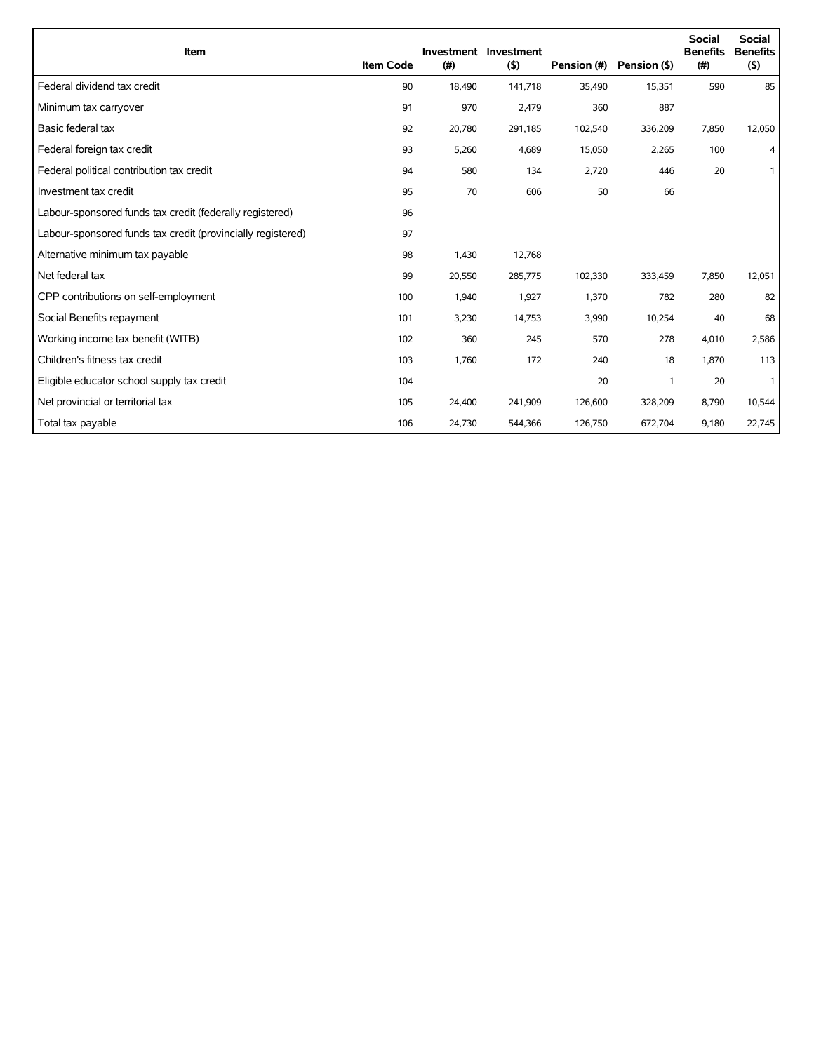| Item | Item Code | Investment (#) | Investment ($) | Pension (#) | Pension ($) | Social Benefits (#) | Social Benefits ($) |
|---|---|---|---|---|---|---|---|
| Federal dividend tax credit | 90 | 18,490 | 141,718 | 35,490 | 15,351 | 590 | 85 |
| Minimum tax carryover | 91 | 970 | 2,479 | 360 | 887 | | |
| Basic federal tax | 92 | 20,780 | 291,185 | 102,540 | 336,209 | 7,850 | 12,050 |
| Federal foreign tax credit | 93 | 5,260 | 4,689 | 15,050 | 2,265 | 100 | 4 |
| Federal political contribution tax credit | 94 | 580 | 134 | 2,720 | 446 | 20 | 1 |
| Investment tax credit | 95 | 70 | 606 | 50 | 66 | | |
| Labour-sponsored funds tax credit (federally registered) | 96 | | | | | | |
| Labour-sponsored funds tax credit (provincially registered) | 97 | | | | | | |
| Alternative minimum tax payable | 98 | 1,430 | 12,768 | | | | |
| Net federal tax | 99 | 20,550 | 285,775 | 102,330 | 333,459 | 7,850 | 12,051 |
| CPP contributions on self-employment | 100 | 1,940 | 1,927 | 1,370 | 782 | 280 | 82 |
| Social Benefits repayment | 101 | 3,230 | 14,753 | 3,990 | 10,254 | 40 | 68 |
| Working income tax benefit (WITB) | 102 | 360 | 245 | 570 | 278 | 4,010 | 2,586 |
| Children's fitness tax credit | 103 | 1,760 | 172 | 240 | 18 | 1,870 | 113 |
| Eligible educator school supply tax credit | 104 | | | 20 | 1 | 20 | 1 |
| Net provincial or territorial tax | 105 | 24,400 | 241,909 | 126,600 | 328,209 | 8,790 | 10,544 |
| Total tax payable | 106 | 24,730 | 544,366 | 126,750 | 672,704 | 9,180 | 22,745 |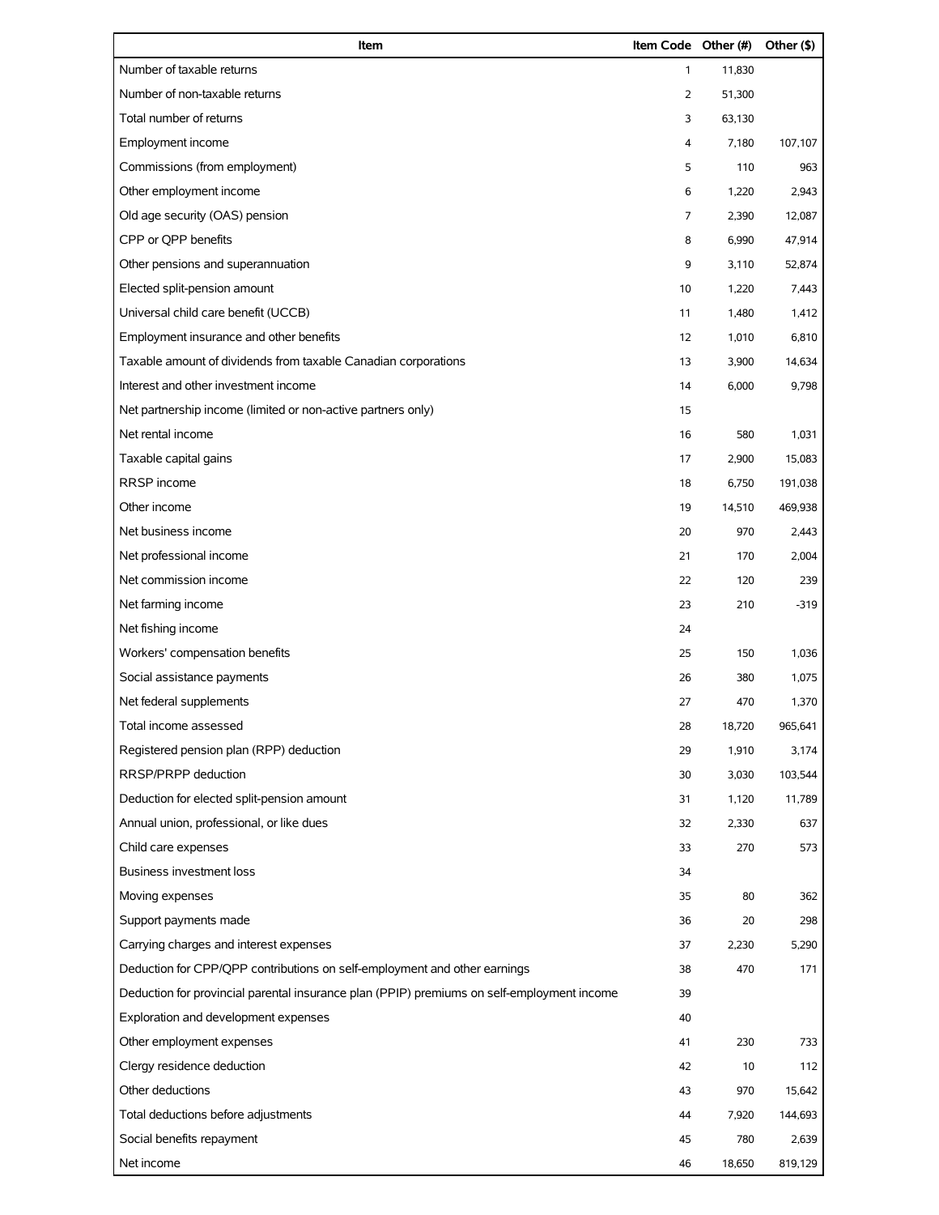| Item | Item Code | Other (#) | Other ($) |
|---|---|---|---|
| Number of taxable returns | 1 | 11,830 | |
| Number of non-taxable returns | 2 | 51,300 | |
| Total number of returns | 3 | 63,130 | |
| Employment income | 4 | 7,180 | 107,107 |
| Commissions (from employment) | 5 | 110 | 963 |
| Other employment income | 6 | 1,220 | 2,943 |
| Old age security (OAS) pension | 7 | 2,390 | 12,087 |
| CPP or QPP benefits | 8 | 6,990 | 47,914 |
| Other pensions and superannuation | 9 | 3,110 | 52,874 |
| Elected split-pension amount | 10 | 1,220 | 7,443 |
| Universal child care benefit (UCCB) | 11 | 1,480 | 1,412 |
| Employment insurance and other benefits | 12 | 1,010 | 6,810 |
| Taxable amount of dividends from taxable Canadian corporations | 13 | 3,900 | 14,634 |
| Interest and other investment income | 14 | 6,000 | 9,798 |
| Net partnership income (limited or non-active partners only) | 15 | | |
| Net rental income | 16 | 580 | 1,031 |
| Taxable capital gains | 17 | 2,900 | 15,083 |
| RRSP income | 18 | 6,750 | 191,038 |
| Other income | 19 | 14,510 | 469,938 |
| Net business income | 20 | 970 | 2,443 |
| Net professional income | 21 | 170 | 2,004 |
| Net commission income | 22 | 120 | 239 |
| Net farming income | 23 | 210 | -319 |
| Net fishing income | 24 | | |
| Workers' compensation benefits | 25 | 150 | 1,036 |
| Social assistance payments | 26 | 380 | 1,075 |
| Net federal supplements | 27 | 470 | 1,370 |
| Total income assessed | 28 | 18,720 | 965,641 |
| Registered pension plan (RPP) deduction | 29 | 1,910 | 3,174 |
| RRSP/PRPP deduction | 30 | 3,030 | 103,544 |
| Deduction for elected split-pension amount | 31 | 1,120 | 11,789 |
| Annual union, professional, or like dues | 32 | 2,330 | 637 |
| Child care expenses | 33 | 270 | 573 |
| Business investment loss | 34 | | |
| Moving expenses | 35 | 80 | 362 |
| Support payments made | 36 | 20 | 298 |
| Carrying charges and interest expenses | 37 | 2,230 | 5,290 |
| Deduction for CPP/QPP contributions on self-employment and other earnings | 38 | 470 | 171 |
| Deduction for provincial parental insurance plan (PPIP) premiums on self-employment income | 39 | | |
| Exploration and development expenses | 40 | | |
| Other employment expenses | 41 | 230 | 733 |
| Clergy residence deduction | 42 | 10 | 112 |
| Other deductions | 43 | 970 | 15,642 |
| Total deductions before adjustments | 44 | 7,920 | 144,693 |
| Social benefits repayment | 45 | 780 | 2,639 |
| Net income | 46 | 18,650 | 819,129 |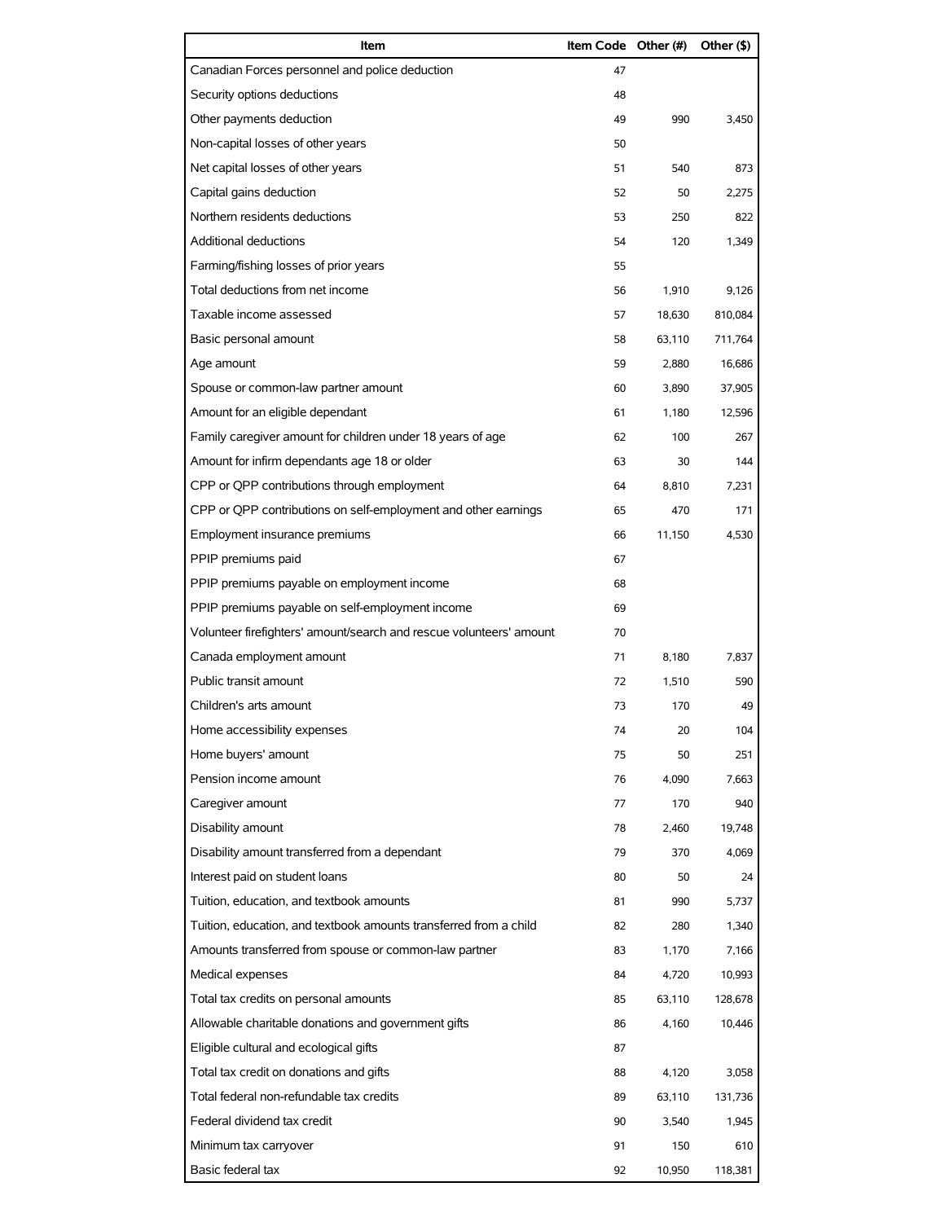| Item | Item Code | Other (#) | Other ($) |
| --- | --- | --- | --- |
| Canadian Forces personnel and police deduction | 47 | | |
| Security options deductions | 48 | | |
| Other payments deduction | 49 | 990 | 3,450 |
| Non-capital losses of other years | 50 | | |
| Net capital losses of other years | 51 | 540 | 873 |
| Capital gains deduction | 52 | 50 | 2,275 |
| Northern residents deductions | 53 | 250 | 822 |
| Additional deductions | 54 | 120 | 1,349 |
| Farming/fishing losses of prior years | 55 | | |
| Total deductions from net income | 56 | 1,910 | 9,126 |
| Taxable income assessed | 57 | 18,630 | 810,084 |
| Basic personal amount | 58 | 63,110 | 711,764 |
| Age amount | 59 | 2,880 | 16,686 |
| Spouse or common-law partner amount | 60 | 3,890 | 37,905 |
| Amount for an eligible dependant | 61 | 1,180 | 12,596 |
| Family caregiver amount for children under 18 years of age | 62 | 100 | 267 |
| Amount for infirm dependants age 18 or older | 63 | 30 | 144 |
| CPP or QPP contributions through employment | 64 | 8,810 | 7,231 |
| CPP or QPP contributions on self-employment and other earnings | 65 | 470 | 171 |
| Employment insurance premiums | 66 | 11,150 | 4,530 |
| PPIP premiums paid | 67 | | |
| PPIP premiums payable on employment income | 68 | | |
| PPIP premiums payable on self-employment income | 69 | | |
| Volunteer firefighters' amount/search and rescue volunteers' amount | 70 | | |
| Canada employment amount | 71 | 8,180 | 7,837 |
| Public transit amount | 72 | 1,510 | 590 |
| Children's arts amount | 73 | 170 | 49 |
| Home accessibility expenses | 74 | 20 | 104 |
| Home buyers' amount | 75 | 50 | 251 |
| Pension income amount | 76 | 4,090 | 7,663 |
| Caregiver amount | 77 | 170 | 940 |
| Disability amount | 78 | 2,460 | 19,748 |
| Disability amount transferred from a dependant | 79 | 370 | 4,069 |
| Interest paid on student loans | 80 | 50 | 24 |
| Tuition, education, and textbook amounts | 81 | 990 | 5,737 |
| Tuition, education, and textbook amounts transferred from a child | 82 | 280 | 1,340 |
| Amounts transferred from spouse or common-law partner | 83 | 1,170 | 7,166 |
| Medical expenses | 84 | 4,720 | 10,993 |
| Total tax credits on personal amounts | 85 | 63,110 | 128,678 |
| Allowable charitable donations and government gifts | 86 | 4,160 | 10,446 |
| Eligible cultural and ecological gifts | 87 | | |
| Total tax credit on donations and gifts | 88 | 4,120 | 3,058 |
| Total federal non-refundable tax credits | 89 | 63,110 | 131,736 |
| Federal dividend tax credit | 90 | 3,540 | 1,945 |
| Minimum tax carryover | 91 | 150 | 610 |
| Basic federal tax | 92 | 10,950 | 118,381 |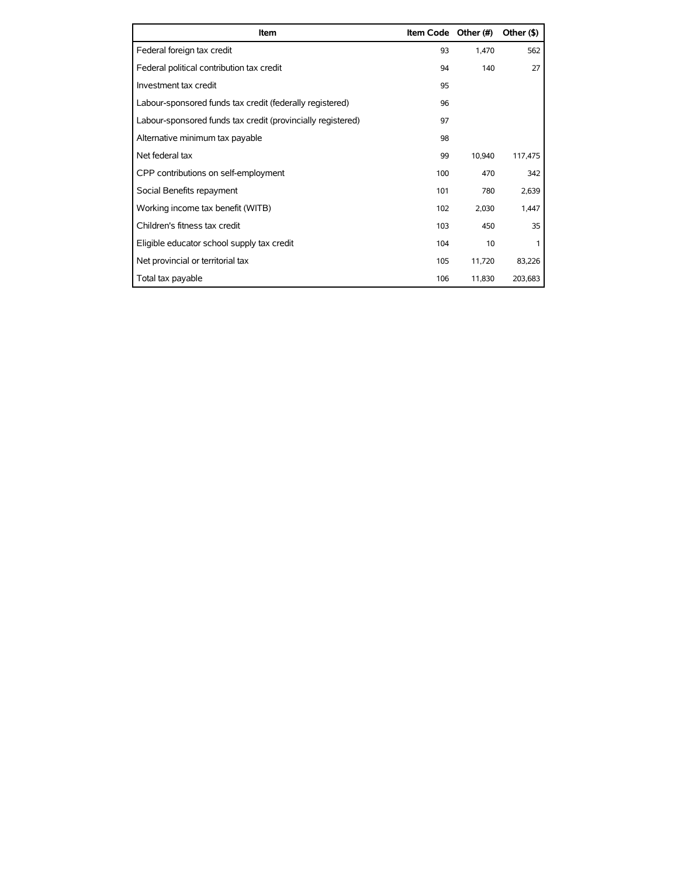| Item | Item Code | Other (#) | Other ($) |
|---|---|---|---|
| Federal foreign tax credit | 93 | 1,470 | 562 |
| Federal political contribution tax credit | 94 | 140 | 27 |
| Investment tax credit | 95 | | |
| Labour-sponsored funds tax credit (federally registered) | 96 | | |
| Labour-sponsored funds tax credit (provincially registered) | 97 | | |
| Alternative minimum tax payable | 98 | | |
| Net federal tax | 99 | 10,940 | 117,475 |
| CPP contributions on self-employment | 100 | 470 | 342 |
| Social Benefits repayment | 101 | 780 | 2,639 |
| Working income tax benefit (WITB) | 102 | 2,030 | 1,447 |
| Children's fitness tax credit | 103 | 450 | 35 |
| Eligible educator school supply tax credit | 104 | 10 | 1 |
| Net provincial or territorial tax | 105 | 11,720 | 83,226 |
| Total tax payable | 106 | 11,830 | 203,683 |